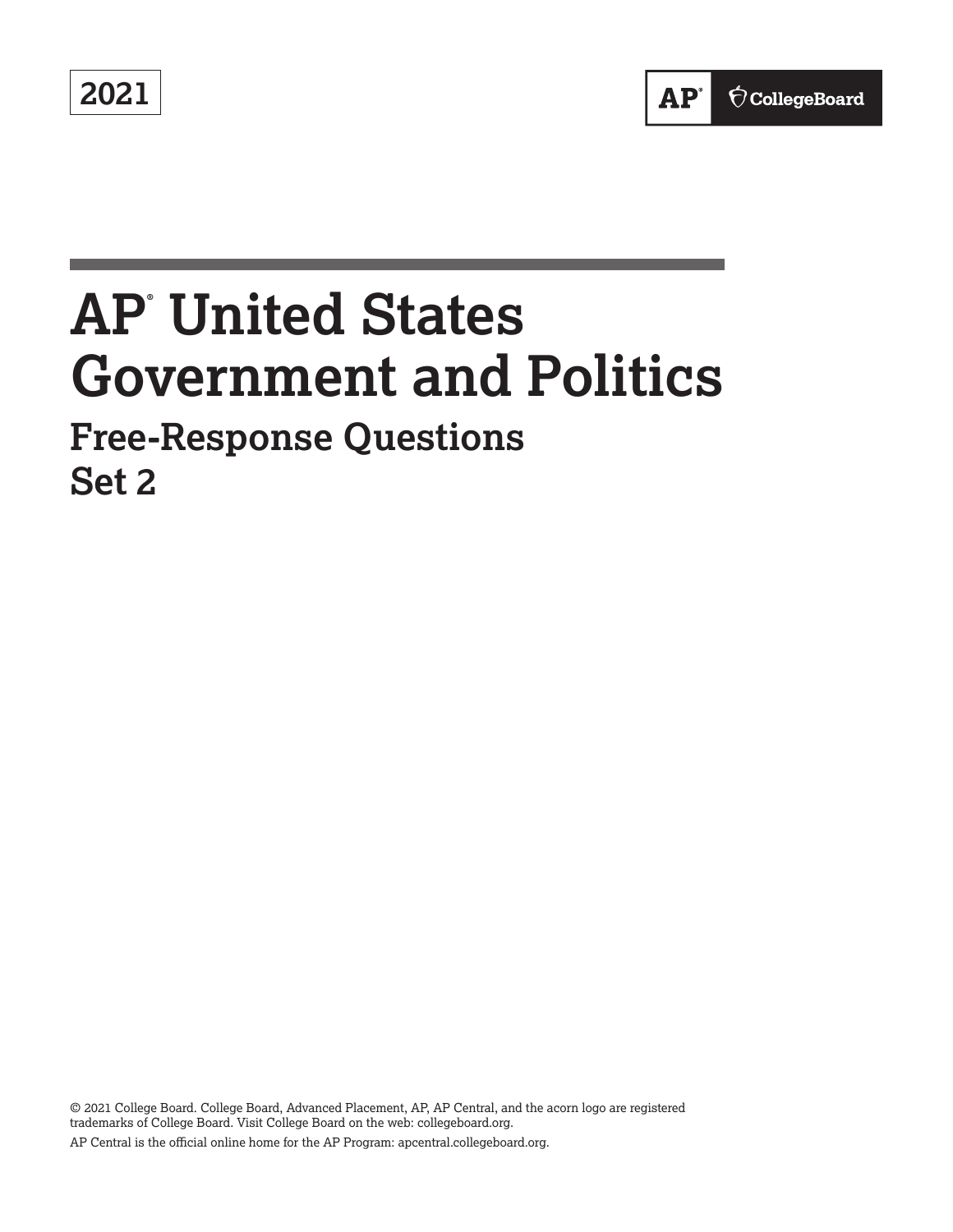2021

AP® CollegeBoard

# AP® United States Government and Politics

## Free-Response Questions
## Set 2

© 2021 College Board. College Board, Advanced Placement, AP, AP Central, and the acorn logo are registered trademarks of College Board. Visit College Board on the web: collegeboard.org.

AP Central is the official online home for the AP Program: apcentral.collegeboard.org.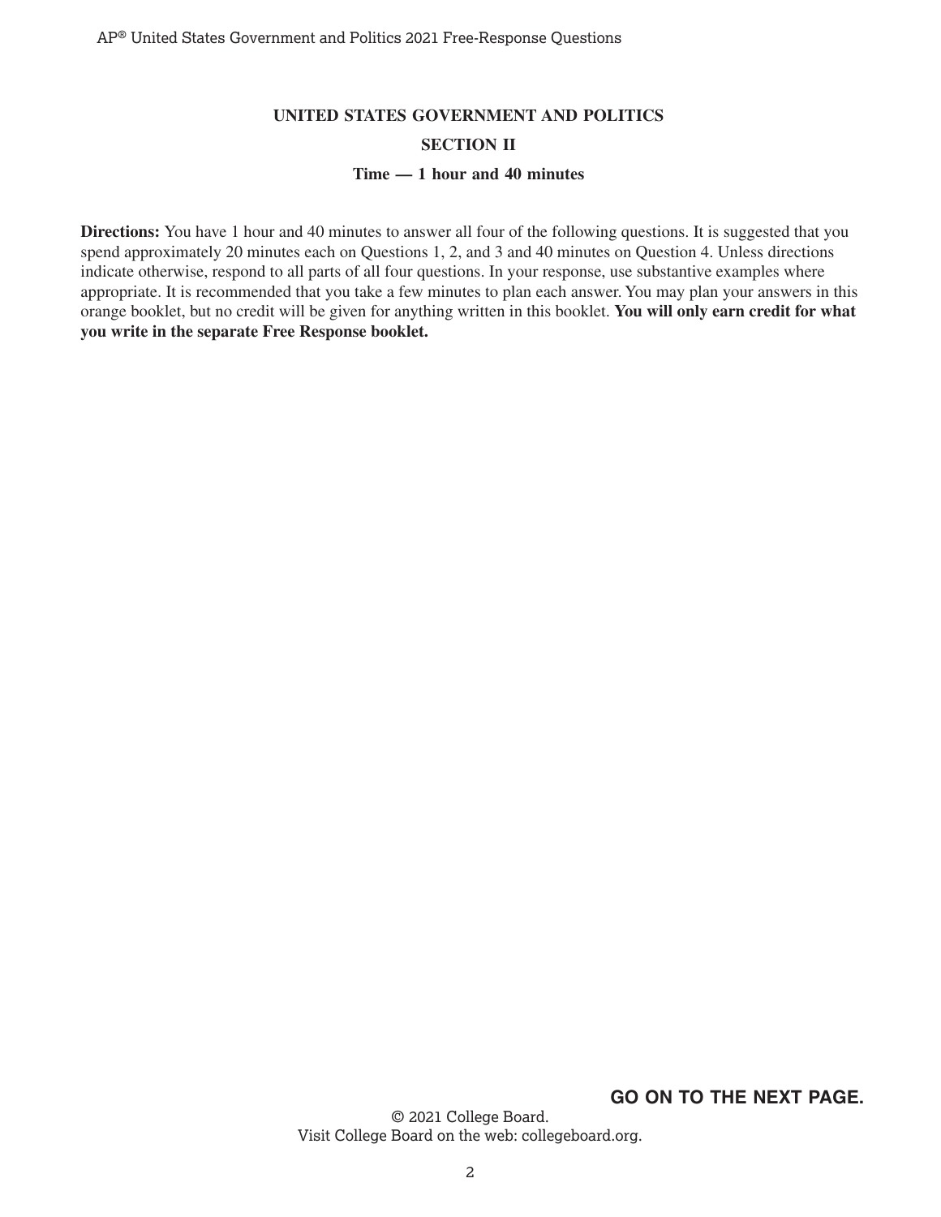# UNITED STATES GOVERNMENT AND POLITICS

## SECTION II

### Time — 1 hour and 40 minutes

**Directions:** You have 1 hour and 40 minutes to answer all four of the following questions. It is suggested that you spend approximately 20 minutes each on Questions 1, 2, and 3 and 40 minutes on Question 4. Unless directions indicate otherwise, respond to all parts of all four questions. In your response, use substantive examples where appropriate. It is recommended that you take a few minutes to plan each answer. You may plan your answers in this orange booklet, but no credit will be given for anything written in this booklet. **You will only earn credit for what you write in the separate Free Response booklet.**

**GO ON TO THE NEXT PAGE.**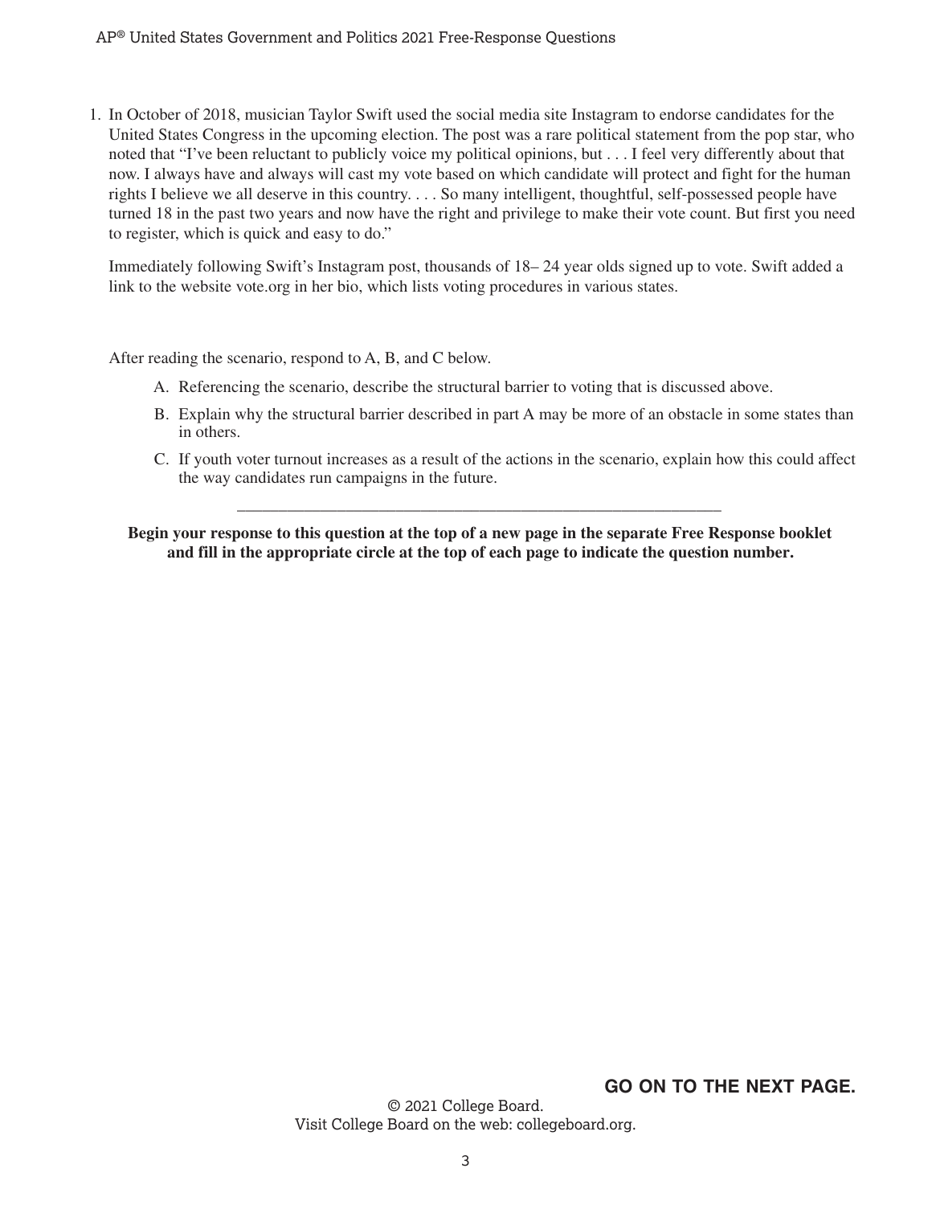1. In October of 2018, musician Taylor Swift used the social media site Instagram to endorse candidates for the United States Congress in the upcoming election. The post was a rare political statement from the pop star, who noted that "I've been reluctant to publicly voice my political opinions, but . . . I feel very differently about that now. I always have and always will cast my vote based on which candidate will protect and fight for the human rights I believe we all deserve in this country. . . . So many intelligent, thoughtful, self-possessed people have turned 18 in the past two years and now have the right and privilege to make their vote count. But first you need to register, which is quick and easy to do."

   Immediately following Swift's Instagram post, thousands of 18– 24 year olds signed up to vote. Swift added a link to the website vote.org in her bio, which lists voting procedures in various states.

   After reading the scenario, respond to A, B, and C below.

   A. Referencing the scenario, describe the structural barrier to voting that is discussed above.

   B. Explain why the structural barrier described in part A may be more of an obstacle in some states than in others.

   C. If youth voter turnout increases as a result of the actions in the scenario, explain how this could affect the way candidates run campaigns in the future.

---

**Begin your response to this question at the top of a new page in the separate Free Response booklet and fill in the appropriate circle at the top of each page to indicate the question number.**

**GO ON TO THE NEXT PAGE.**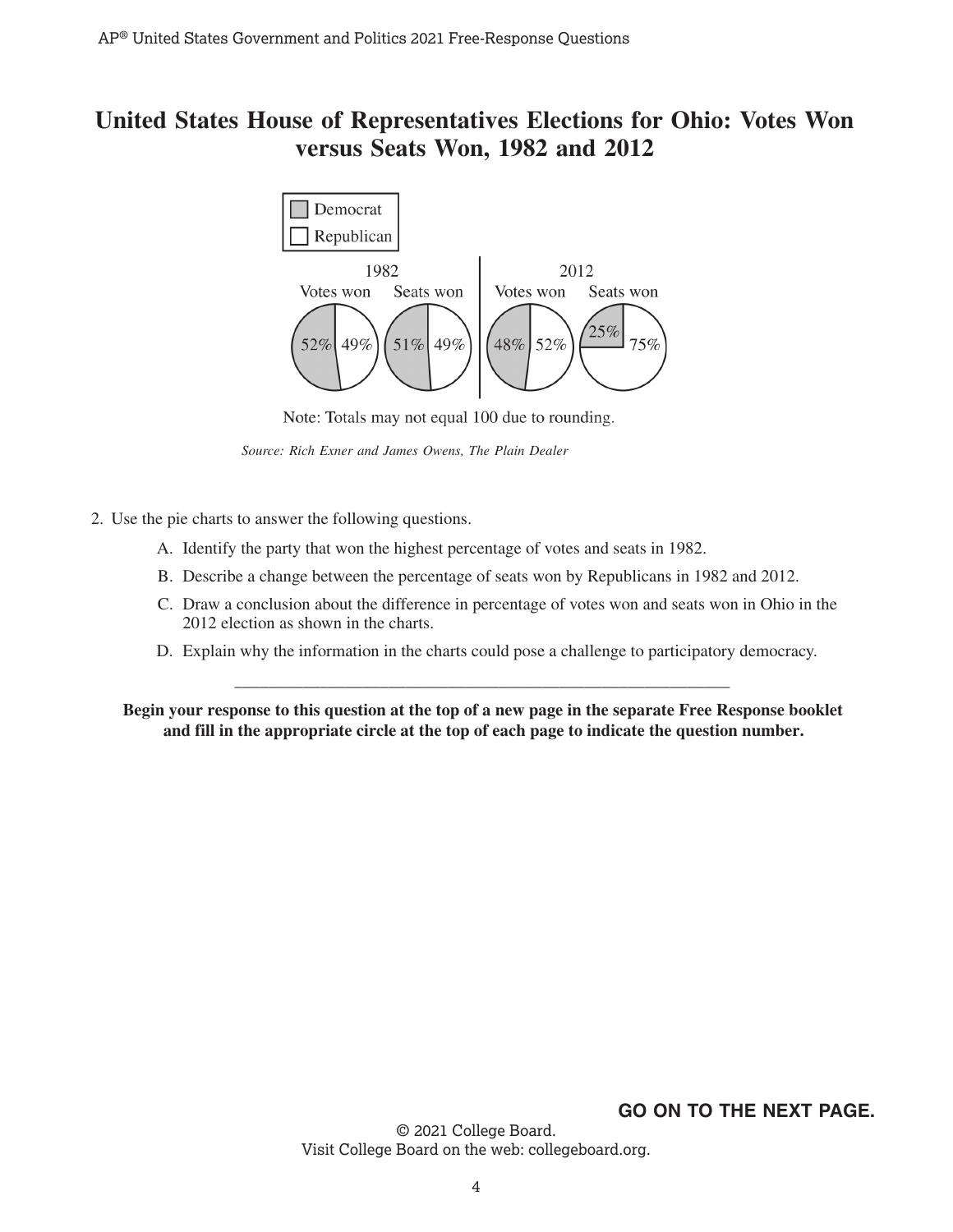# United States House of Representatives Elections for Ohio: Votes Won versus Seats Won, 1982 and 2012

| | 1982 Votes won | 1982 Seats won | 2012 Votes won | 2012 Seats won |
|---|---|---|---|---|
| Democrat | 52% | 51% | 48% | 25% |
| Republican | 49% | 49% | 52% | 75% |

Note: Totals may not equal 100 due to rounding.

*Source: Rich Exner and James Owens, The Plain Dealer*

2. Use the pie charts to answer the following questions.

   A. Identify the party that won the highest percentage of votes and seats in 1982.

   B. Describe a change between the percentage of seats won by Republicans in 1982 and 2012.

   C. Draw a conclusion about the difference in percentage of votes won and seats won in Ohio in the 2012 election as shown in the charts.

   D. Explain why the information in the charts could pose a challenge to participatory democracy.

---

**Begin your response to this question at the top of a new page in the separate Free Response booklet and fill in the appropriate circle at the top of each page to indicate the question number.**

**GO ON TO THE NEXT PAGE.**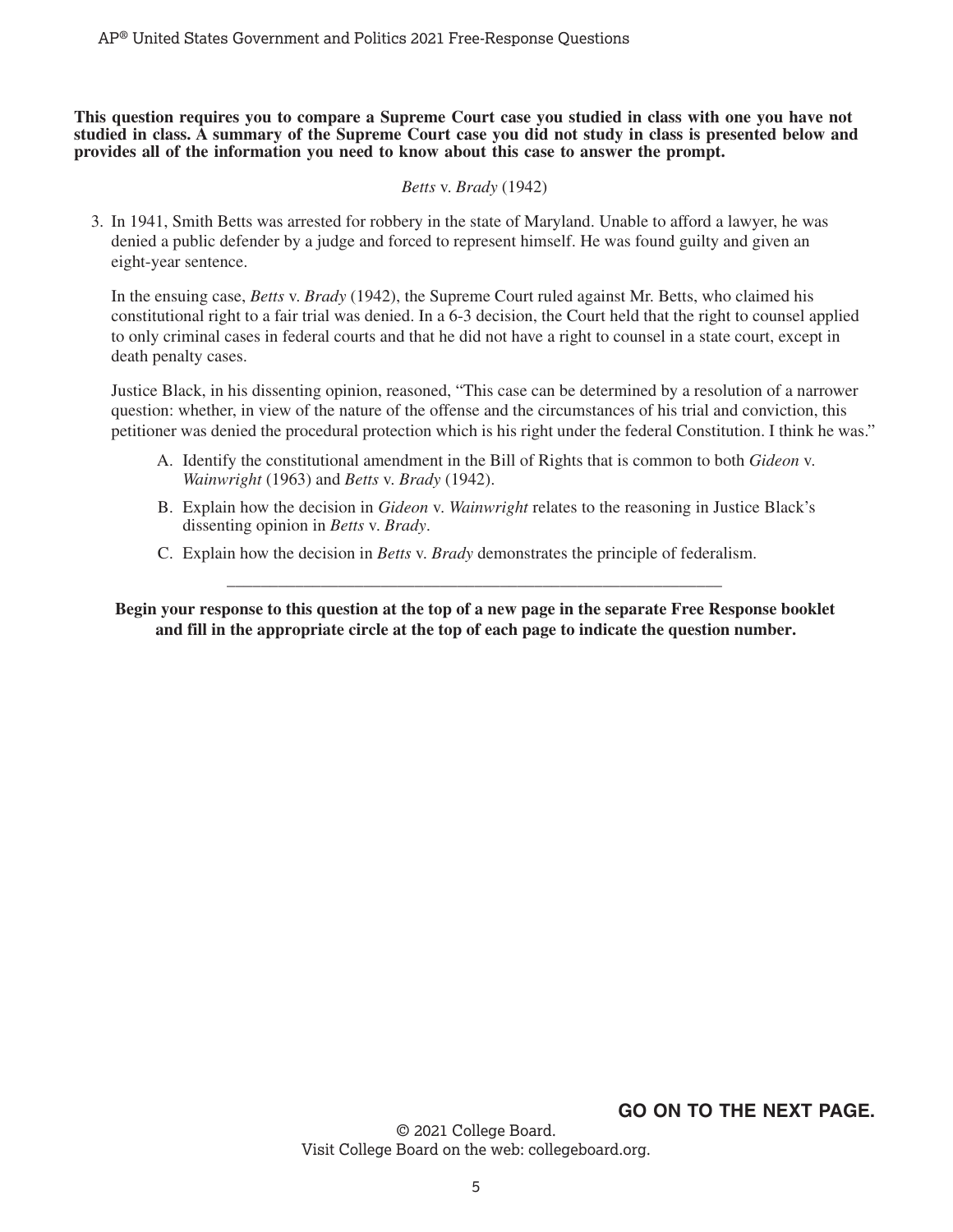**This question requires you to compare a Supreme Court case you studied in class with one you have not studied in class. A summary of the Supreme Court case you did not study in class is presented below and provides all of the information you need to know about this case to answer the prompt.**

*Betts* v. *Brady* (1942)

3. In 1941, Smith Betts was arrested for robbery in the state of Maryland. Unable to afford a lawyer, he was denied a public defender by a judge and forced to represent himself. He was found guilty and given an eight-year sentence.

   In the ensuing case, *Betts* v. *Brady* (1942), the Supreme Court ruled against Mr. Betts, who claimed his constitutional right to a fair trial was denied. In a 6-3 decision, the Court held that the right to counsel applied to only criminal cases in federal courts and that he did not have a right to counsel in a state court, except in death penalty cases.

   Justice Black, in his dissenting opinion, reasoned, "This case can be determined by a resolution of a narrower question: whether, in view of the nature of the offense and the circumstances of his trial and conviction, this petitioner was denied the procedural protection which is his right under the federal Constitution. I think he was."

   A. Identify the constitutional amendment in the Bill of Rights that is common to both *Gideon* v. *Wainwright* (1963) and *Betts* v. *Brady* (1942).

   B. Explain how the decision in *Gideon* v. *Wainwright* relates to the reasoning in Justice Black's dissenting opinion in *Betts* v. *Brady*.

   C. Explain how the decision in *Betts* v. *Brady* demonstrates the principle of federalism.

---

**Begin your response to this question at the top of a new page in the separate Free Response booklet and fill in the appropriate circle at the top of each page to indicate the question number.**

**GO ON TO THE NEXT PAGE.**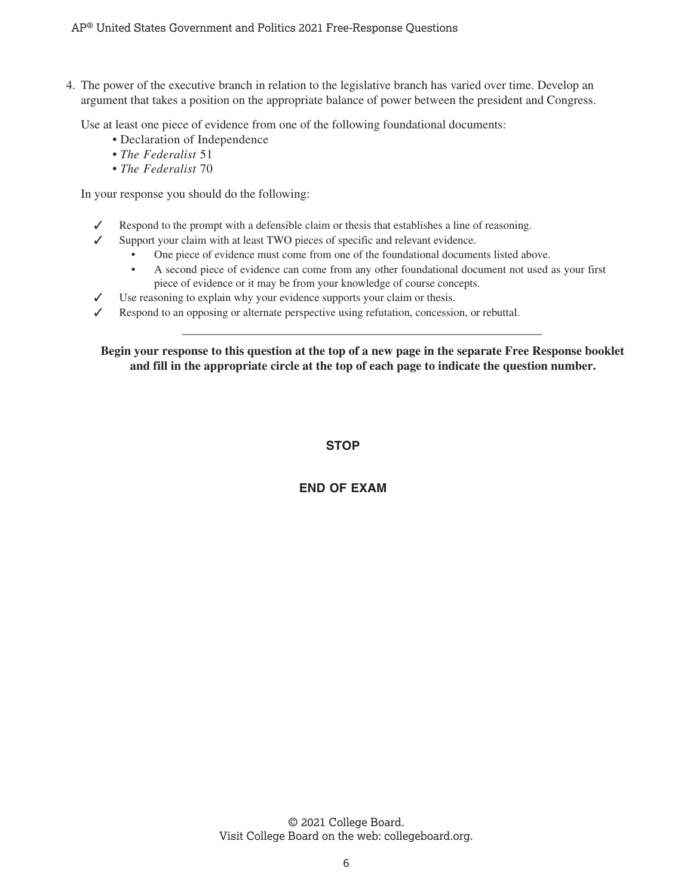4. The power of the executive branch in relation to the legislative branch has varied over time. Develop an argument that takes a position on the appropriate balance of power between the president and Congress.

   Use at least one piece of evidence from one of the following foundational documents:
   - Declaration of Independence
   - *The Federalist* 51
   - *The Federalist* 70

   In your response you should do the following:

   ✓ Respond to the prompt with a defensible claim or thesis that establishes a line of reasoning.
   ✓ Support your claim with at least TWO pieces of specific and relevant evidence.
      - One piece of evidence must come from one of the foundational documents listed above.
      - A second piece of evidence can come from any other foundational document not used as your first piece of evidence or it may be from your knowledge of course concepts.

   ✓ Use reasoning to explain why your evidence supports your claim or thesis.
   ✓ Respond to an opposing or alternate perspective using refutation, concession, or rebuttal.

---

**Begin your response to this question at the top of a new page in the separate Free Response booklet and fill in the appropriate circle at the top of each page to indicate the question number.**

**STOP**

**END OF EXAM**

© 2021 College Board.
Visit College Board on the web: collegeboard.org.